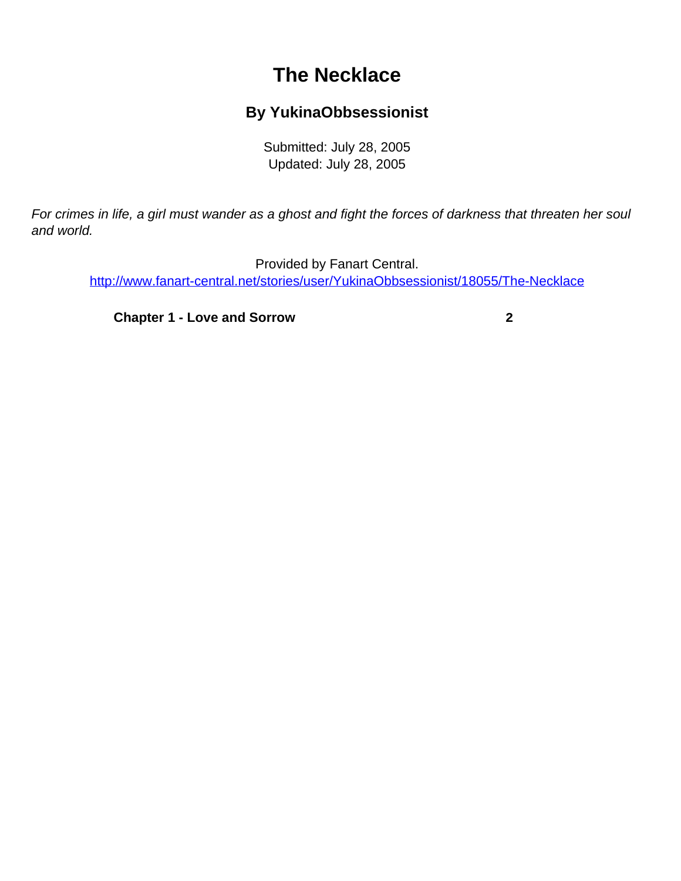# The Necklace

## By YukinaObbsessionist

Submitted: July 28, 2005
Updated: July 28, 2005

*For crimes in life, a girl must wander as a ghost and fight the forces of darkness that threaten her soul and world.*

Provided by Fanart Central.
http://www.fanart-central.net/stories/user/YukinaObbsessionist/18055/The-Necklace

| | |
|---|---|
| **Chapter 1 - Love and Sorrow** | **2** |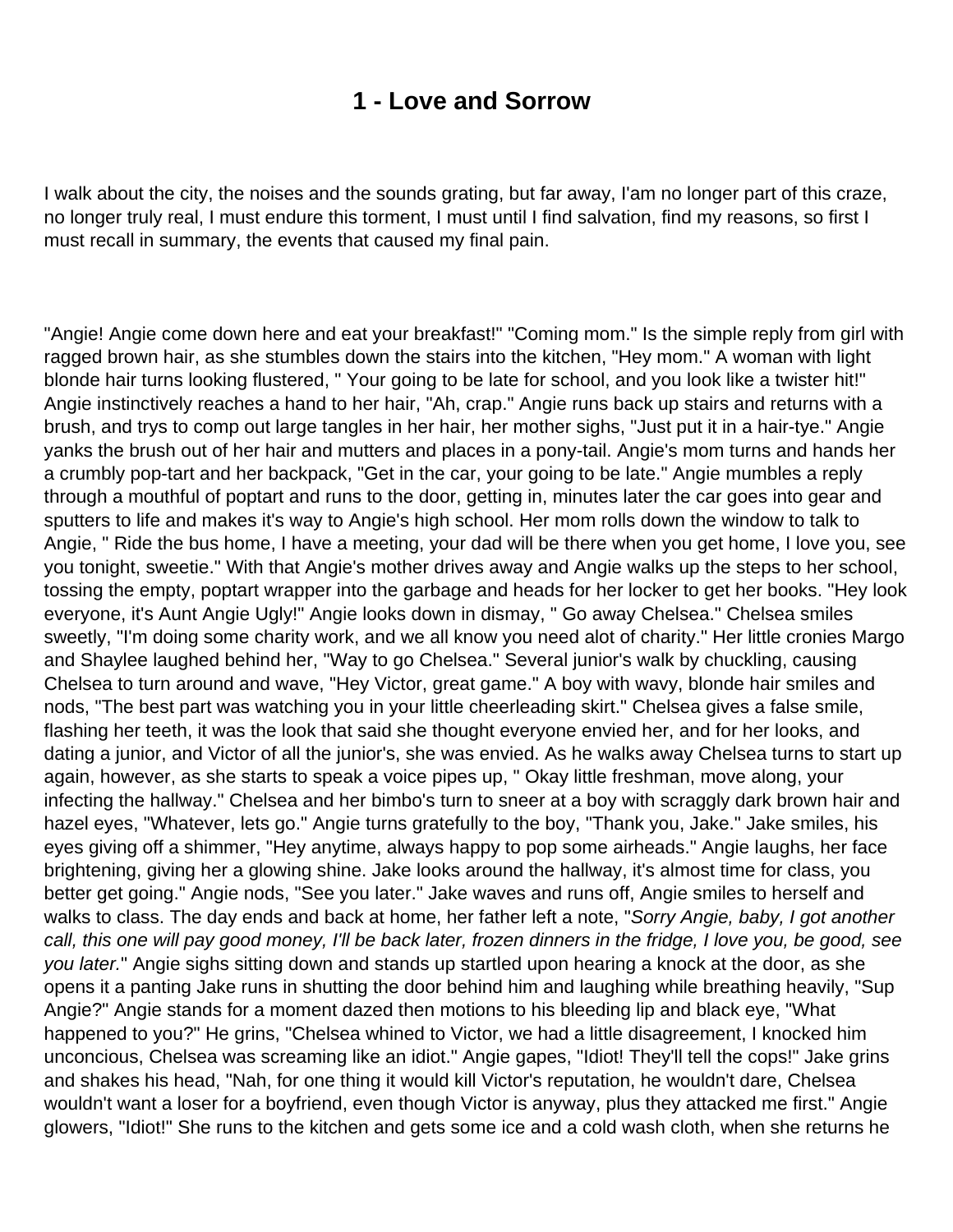# 1 - Love and Sorrow

I walk about the city, the noises and the sounds grating, but far away, I'am no longer part of this craze, no longer truly real, I must endure this torment, I must until I find salvation, find my reasons, so first I must recall in summary, the events that caused my final pain.

"Angie! Angie come down here and eat your breakfast!" "Coming mom." Is the simple reply from girl with ragged brown hair, as she stumbles down the stairs into the kitchen, "Hey mom." A woman with light blonde hair turns looking flustered, " Your going to be late for school, and you look like a twister hit!" Angie instinctively reaches a hand to her hair, "Ah, crap." Angie runs back up stairs and returns with a brush, and trys to comp out large tangles in her hair, her mother sighs, "Just put it in a hair-tye." Angie yanks the brush out of her hair and mutters and places in a pony-tail. Angie's mom turns and hands her a crumbly pop-tart and her backpack, "Get in the car, your going to be late." Angie mumbles a reply through a mouthful of poptart and runs to the door, getting in, minutes later the car goes into gear and sputters to life and makes it's way to Angie's high school. Her mom rolls down the window to talk to Angie, " Ride the bus home, I have a meeting, your dad will be there when you get home, I love you, see you tonight, sweetie." With that Angie's mother drives away and Angie walks up the steps to her school, tossing the empty, poptart wrapper into the garbage and heads for her locker to get her books. "Hey look everyone, it's Aunt Angie Ugly!" Angie looks down in dismay, " Go away Chelsea." Chelsea smiles sweetly, "I'm doing some charity work, and we all know you need alot of charity." Her little cronies Margo and Shaylee laughed behind her, "Way to go Chelsea." Several junior's walk by chuckling, causing Chelsea to turn around and wave, "Hey Victor, great game." A boy with wavy, blonde hair smiles and nods, "The best part was watching you in your little cheerleading skirt." Chelsea gives a false smile, flashing her teeth, it was the look that said she thought everyone envied her, and for her looks, and dating a junior, and Victor of all the junior's, she was envied. As he walks away Chelsea turns to start up again, however, as she starts to speak a voice pipes up, " Okay little freshman, move along, your infecting the hallway." Chelsea and her bimbo's turn to sneer at a boy with scraggly dark brown hair and hazel eyes, "Whatever, lets go." Angie turns gratefully to the boy, "Thank you, Jake." Jake smiles, his eyes giving off a shimmer, "Hey anytime, always happy to pop some airheads." Angie laughs, her face brightening, giving her a glowing shine. Jake looks around the hallway, it's almost time for class, you better get going." Angie nods, "See you later." Jake waves and runs off, Angie smiles to herself and walks to class. The day ends and back at home, her father left a note, "*Sorry Angie, baby, I got another call, this one will pay good money, I'll be back later, frozen dinners in the fridge, I love you, be good, see you later.*" Angie sighs sitting down and stands up startled upon hearing a knock at the door, as she opens it a panting Jake runs in shutting the door behind him and laughing while breathing heavily, "Sup Angie?" Angie stands for a moment dazed then motions to his bleeding lip and black eye, "What happened to you?" He grins, "Chelsea whined to Victor, we had a little disagreement, I knocked him unconcious, Chelsea was screaming like an idiot." Angie gapes, "Idiot! They'll tell the cops!" Jake grins and shakes his head, "Nah, for one thing it would kill Victor's reputation, he wouldn't dare, Chelsea wouldn't want a loser for a boyfriend, even though Victor is anyway, plus they attacked me first." Angie glowers, "Idiot!" She runs to the kitchen and gets some ice and a cold wash cloth, when she returns he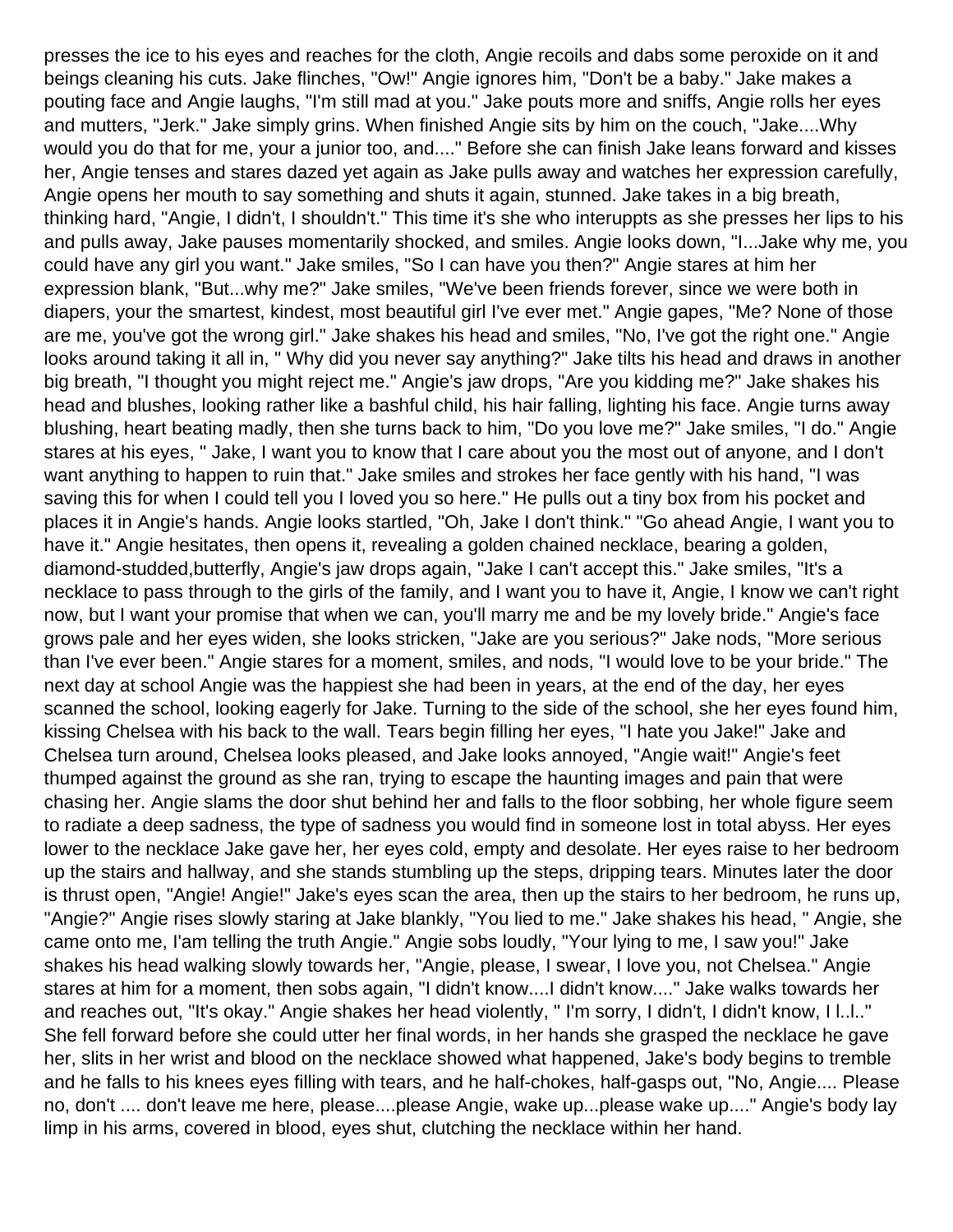presses the ice to his eyes and reaches for the cloth, Angie recoils and dabs some peroxide on it and beings cleaning his cuts. Jake flinches, "Ow!" Angie ignores him, "Don't be a baby." Jake makes a pouting face and Angie laughs, "I'm still mad at you." Jake pouts more and sniffs, Angie rolls her eyes and mutters, "Jerk." Jake simply grins. When finished Angie sits by him on the couch, "Jake....Why would you do that for me, your a junior too, and...." Before she can finish Jake leans forward and kisses her, Angie tenses and stares dazed yet again as Jake pulls away and watches her expression carefully, Angie opens her mouth to say something and shuts it again, stunned. Jake takes in a big breath, thinking hard, "Angie, I didn't, I shouldn't." This time it's she who interuppts as she presses her lips to his and pulls away, Jake pauses momentarily shocked, and smiles. Angie looks down, "I...Jake why me, you could have any girl you want." Jake smiles, "So I can have you then?" Angie stares at him her expression blank, "But...why me?" Jake smiles, "We've been friends forever, since we were both in diapers, your the smartest, kindest, most beautiful girl I've ever met." Angie gapes, "Me? None of those are me, you've got the wrong girl." Jake shakes his head and smiles, "No, I've got the right one." Angie looks around taking it all in, " Why did you never say anything?" Jake tilts his head and draws in another big breath, "I thought you might reject me." Angie's jaw drops, "Are you kidding me?" Jake shakes his head and blushes, looking rather like a bashful child, his hair falling, lighting his face. Angie turns away blushing, heart beating madly, then she turns back to him, "Do you love me?" Jake smiles, "I do." Angie stares at his eyes, " Jake, I want you to know that I care about you the most out of anyone, and I don't want anything to happen to ruin that." Jake smiles and strokes her face gently with his hand, "I was saving this for when I could tell you I loved you so here." He pulls out a tiny box from his pocket and places it in Angie's hands. Angie looks startled, "Oh, Jake I don't think." "Go ahead Angie, I want you to have it." Angie hesitates, then opens it, revealing a golden chained necklace, bearing a golden, diamond-studded,butterfly, Angie's jaw drops again, "Jake I can't accept this." Jake smiles, "It's a necklace to pass through to the girls of the family, and I want you to have it, Angie, I know we can't right now, but I want your promise that when we can, you'll marry me and be my lovely bride." Angie's face grows pale and her eyes widen, she looks stricken, "Jake are you serious?" Jake nods, "More serious than I've ever been." Angie stares for a moment, smiles, and nods, "I would love to be your bride." The next day at school Angie was the happiest she had been in years, at the end of the day, her eyes scanned the school, looking eagerly for Jake. Turning to the side of the school, she her eyes found him, kissing Chelsea with his back to the wall. Tears begin filling her eyes, "I hate you Jake!" Jake and Chelsea turn around, Chelsea looks pleased, and Jake looks annoyed, "Angie wait!" Angie's feet thumped against the ground as she ran, trying to escape the haunting images and pain that were chasing her. Angie slams the door shut behind her and falls to the floor sobbing, her whole figure seem to radiate a deep sadness, the type of sadness you would find in someone lost in total abyss. Her eyes lower to the necklace Jake gave her, her eyes cold, empty and desolate. Her eyes raise to her bedroom up the stairs and hallway, and she stands stumbling up the steps, dripping tears. Minutes later the door is thrust open, "Angie! Angie!" Jake's eyes scan the area, then up the stairs to her bedroom, he runs up, "Angie?" Angie rises slowly staring at Jake blankly, "You lied to me." Jake shakes his head, " Angie, she came onto me, I'am telling the truth Angie." Angie sobs loudly, "Your lying to me, I saw you!" Jake shakes his head walking slowly towards her, "Angie, please, I swear, I love you, not Chelsea." Angie stares at him for a moment, then sobs again, "I didn't know....I didn't know...." Jake walks towards her and reaches out, "It's okay." Angie shakes her head violently, " I'm sorry, I didn't, I didn't know, I l..l.." She fell forward before she could utter her final words, in her hands she grasped the necklace he gave her, slits in her wrist and blood on the necklace showed what happened, Jake's body begins to tremble and he falls to his knees eyes filling with tears, and he half-chokes, half-gasps out, "No, Angie.... Please no, don't .... don't leave me here, please....please Angie, wake up...please wake up...." Angie's body lay limp in his arms, covered in blood, eyes shut, clutching the necklace within her hand.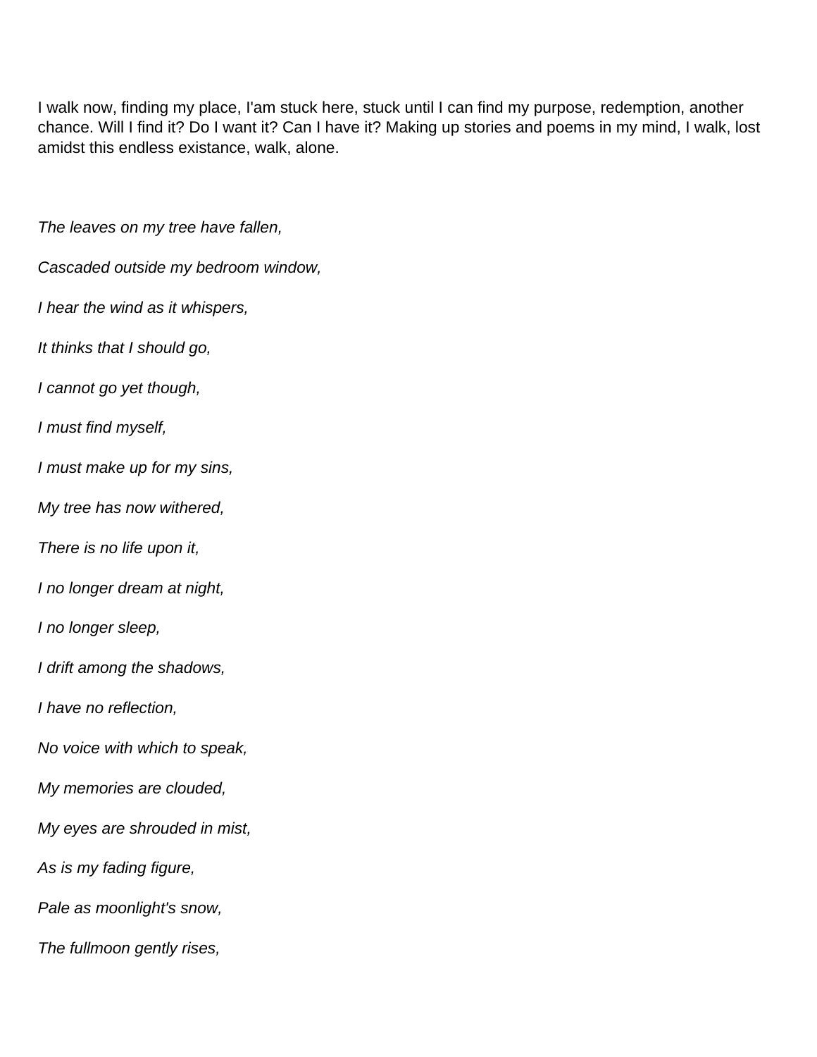I walk now, finding my place, I'am stuck here, stuck until I can find my purpose, redemption, another chance. Will I find it? Do I want it? Can I have it? Making up stories and poems in my mind, I walk, lost amidst this endless existance, walk, alone.

*The leaves on my tree have fallen,*

*Cascaded outside my bedroom window,*

*I hear the wind as it whispers,*

*It thinks that I should go,*

*I cannot go yet though,*

*I must find myself,*

*I must make up for my sins,*

*My tree has now withered,*

*There is no life upon it,*

*I no longer dream at night,*

*I no longer sleep,*

*I drift among the shadows,*

*I have no reflection,*

*No voice with which to speak,*

*My memories are clouded,*

*My eyes are shrouded in mist,*

*As is my fading figure,*

*Pale as moonlight's snow,*

*The fullmoon gently rises,*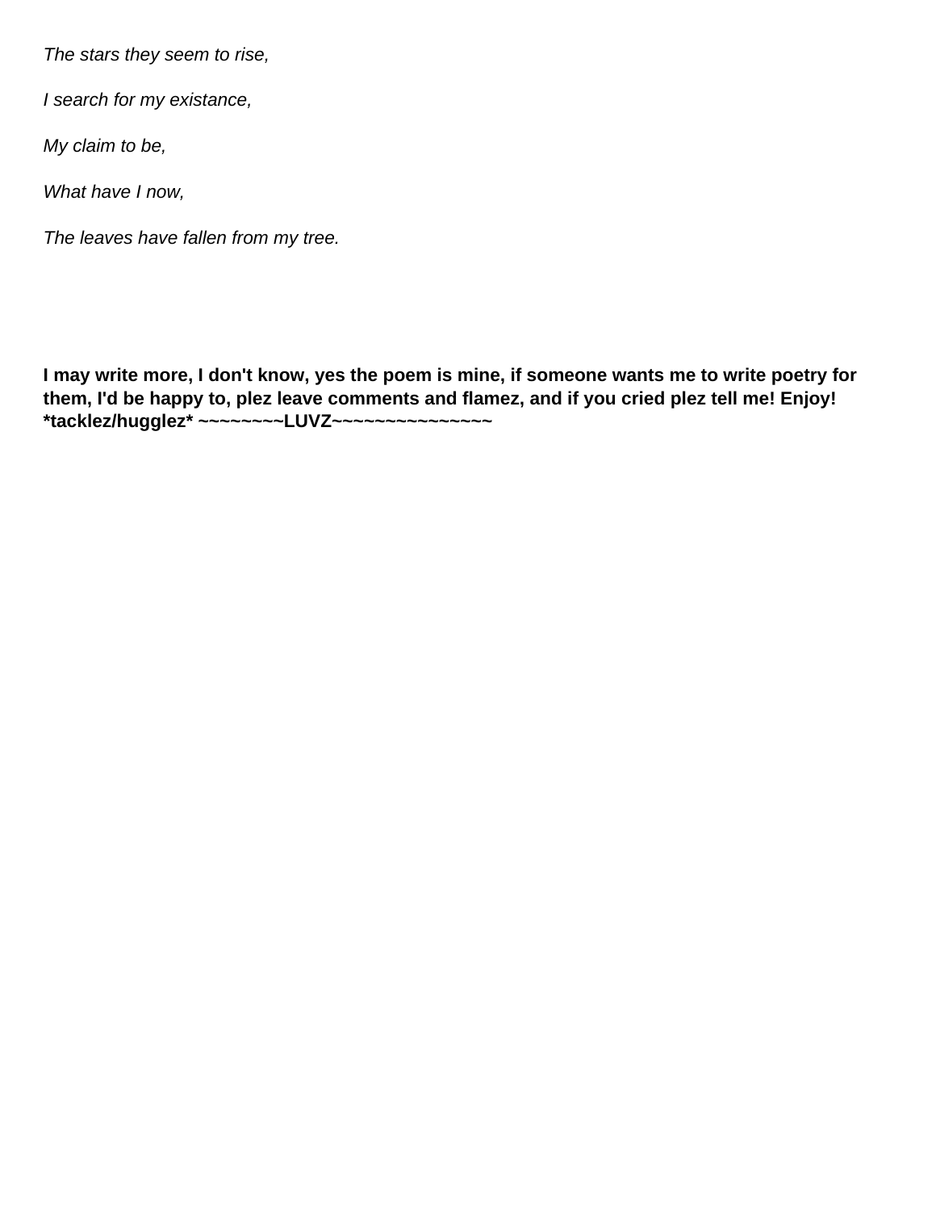*The stars they seem to rise,*

*I search for my existance,*

*My claim to be,*

*What have I now,*

*The leaves have fallen from my tree.*

**I may write more, I don't know, yes the poem is mine, if someone wants me to write poetry for them, I'd be happy to, plez leave comments and flamez, and if you cried plez tell me! Enjoy! *tacklez/hugglez* ~~~~~~~~LUVZ~~~~~~~~~~~~~~~**